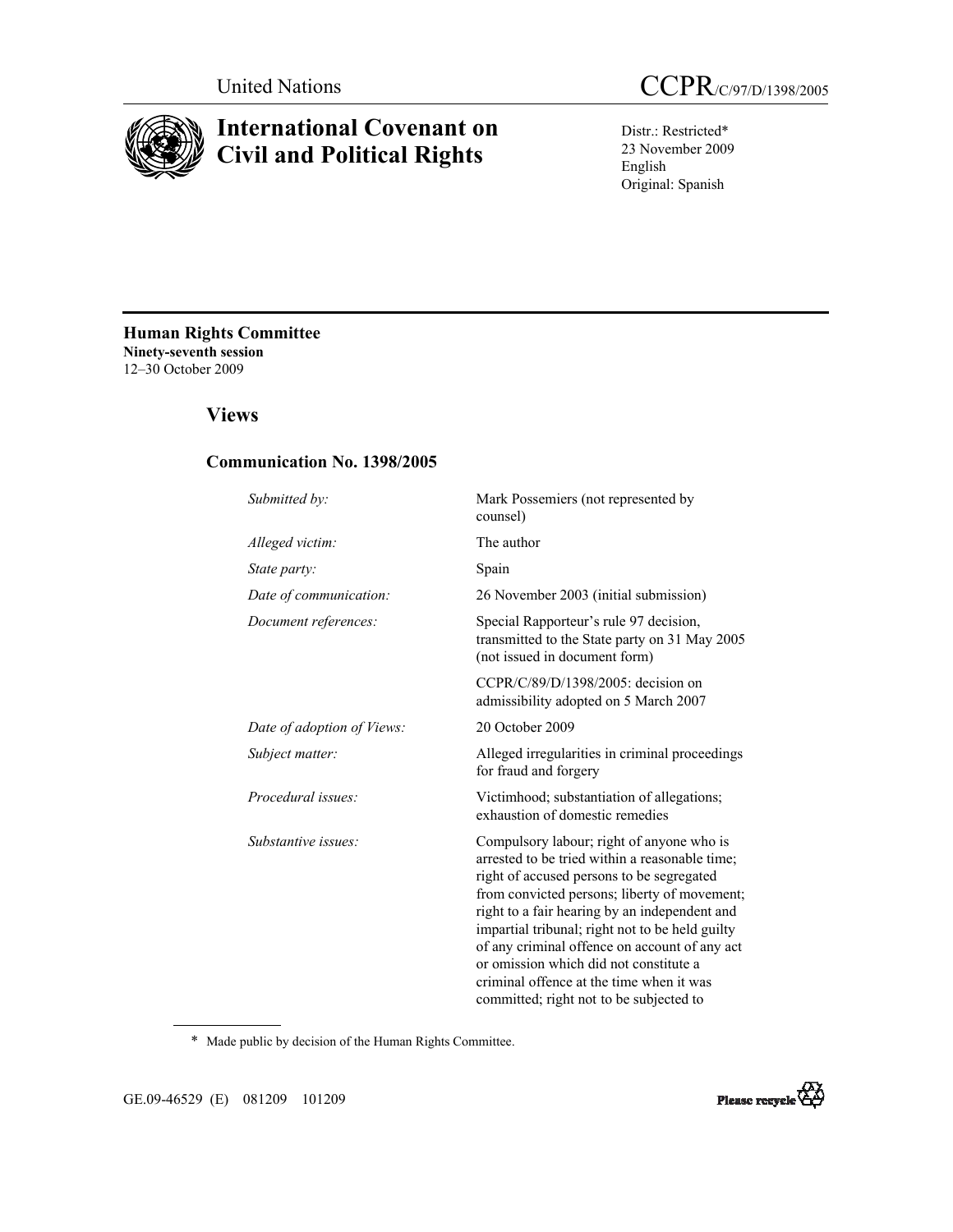United Nations

# CCPR/C/97/D/1398/2005

# International Covenant on Civil and Political Rights

Distr.: Restricted*
23 November 2009
English
Original: Spanish

**Human Rights Committee**
**Ninety-seventh session**
12–30 October 2009

## Views

### Communication No. 1398/2005

| | |
|---|---|
| *Submitted by:* | Mark Possemiers (not represented by counsel) |
| *Alleged victim:* | The author |
| *State party:* | Spain |
| *Date of communication:* | 26 November 2003 (initial submission) |
| *Document references:* | Special Rapporteur's rule 97 decision, transmitted to the State party on 31 May 2005 (not issued in document form) |
| | CCPR/C/89/D/1398/2005: decision on admissibility adopted on 5 March 2007 |
| *Date of adoption of Views:* | 20 October 2009 |
| *Subject matter:* | Alleged irregularities in criminal proceedings for fraud and forgery |
| *Procedural issues:* | Victimhood; substantiation of allegations; exhaustion of domestic remedies |
| *Substantive issues:* | Compulsory labour; right of anyone who is arrested to be tried within a reasonable time; right of accused persons to be segregated from convicted persons; liberty of movement; right to a fair hearing by an independent and impartial tribunal; right not to be held guilty of any criminal offence on account of any act or omission which did not constitute a criminal offence at the time when it was committed; right not to be subjected to |

\* Made public by decision of the Human Rights Committee.

GE.09-46529 (E) 081209 101209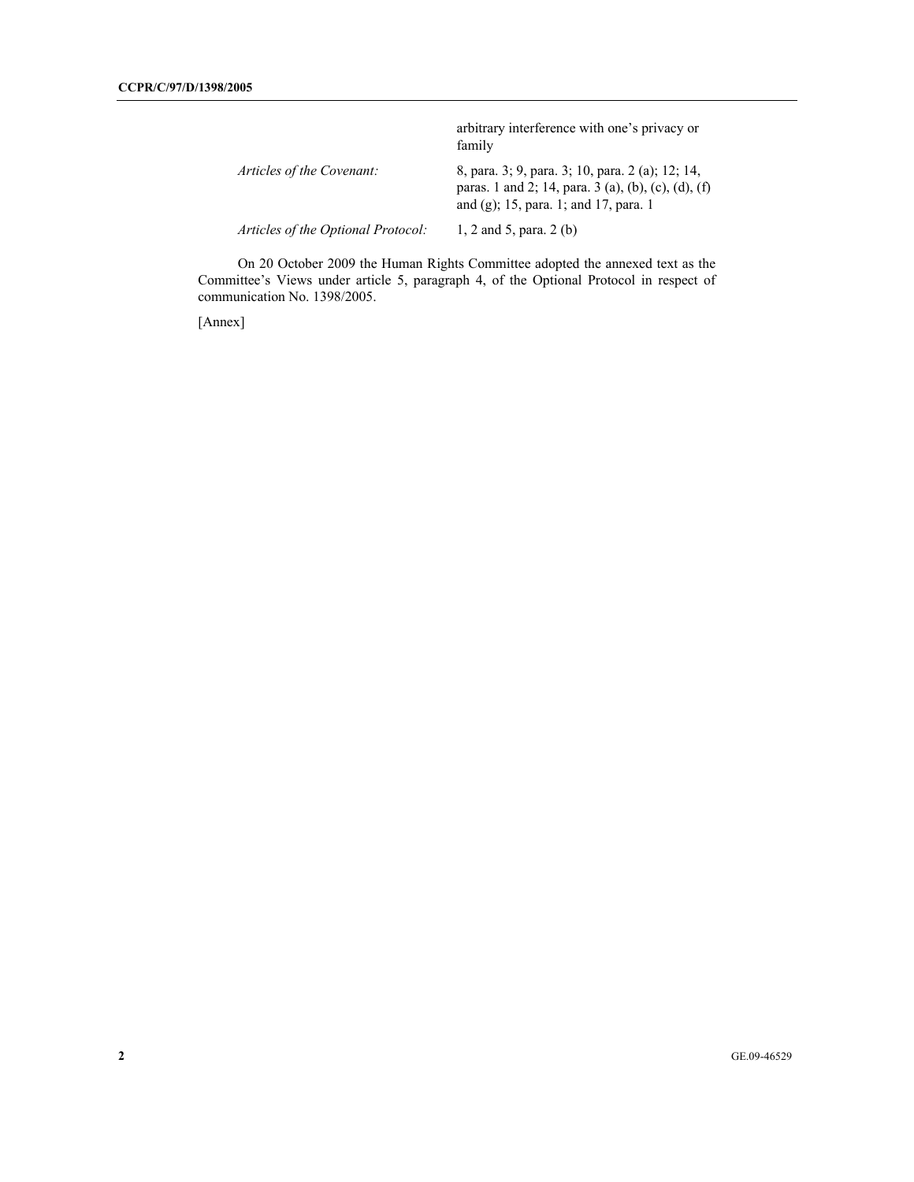| | |
|---|---|
| | arbitrary interference with one's privacy or family |
| *Articles of the Covenant:* | 8, para. 3; 9, para. 3; 10, para. 2 (a); 12; 14, paras. 1 and 2; 14, para. 3 (a), (b), (c), (d), (f) and (g); 15, para. 1; and 17, para. 1 |
| *Articles of the Optional Protocol:* | 1, 2 and 5, para. 2 (b) |

On 20 October 2009 the Human Rights Committee adopted the annexed text as the Committee's Views under article 5, paragraph 4, of the Optional Protocol in respect of communication No. 1398/2005.

[Annex]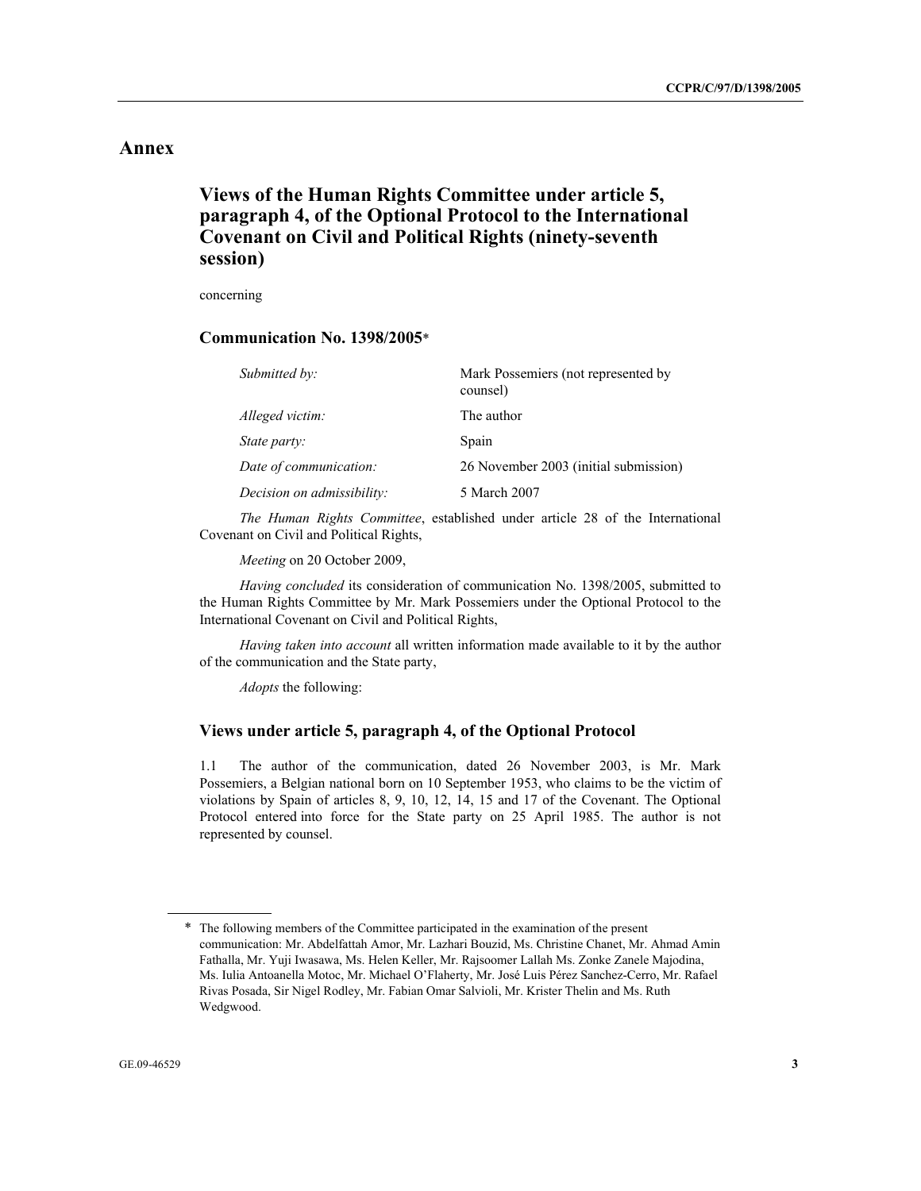## Annex

### Views of the Human Rights Committee under article 5, paragraph 4, of the Optional Protocol to the International Covenant on Civil and Political Rights (ninety-seventh session)

concerning

#### Communication No. 1398/2005*

| | |
|---|---|
| *Submitted by:* | Mark Possemiers (not represented by counsel) |
| *Alleged victim:* | The author |
| *State party:* | Spain |
| *Date of communication:* | 26 November 2003 (initial submission) |
| *Decision on admissibility:* | 5 March 2007 |

*The Human Rights Committee*, established under article 28 of the International Covenant on Civil and Political Rights,

*Meeting* on 20 October 2009,

*Having concluded* its consideration of communication No. 1398/2005, submitted to the Human Rights Committee by Mr. Mark Possemiers under the Optional Protocol to the International Covenant on Civil and Political Rights,

*Having taken into account* all written information made available to it by the author of the communication and the State party,

*Adopts* the following:

#### Views under article 5, paragraph 4, of the Optional Protocol

1.1 The author of the communication, dated 26 November 2003, is Mr. Mark Possemiers, a Belgian national born on 10 September 1953, who claims to be the victim of violations by Spain of articles 8, 9, 10, 12, 14, 15 and 17 of the Covenant. The Optional Protocol entered into force for the State party on 25 April 1985. The author is not represented by counsel.

---

\* The following members of the Committee participated in the examination of the present communication: Mr. Abdelfattah Amor, Mr. Lazhari Bouzid, Ms. Christine Chanet, Mr. Ahmad Amin Fathalla, Mr. Yuji Iwasawa, Ms. Helen Keller, Mr. Rajsoomer Lallah Ms. Zonke Zanele Majodina, Ms. Iulia Antoanella Motoc, Mr. Michael O'Flaherty, Mr. José Luis Pérez Sanchez-Cerro, Mr. Rafael Rivas Posada, Sir Nigel Rodley, Mr. Fabian Omar Salvioli, Mr. Krister Thelin and Ms. Ruth Wedgwood.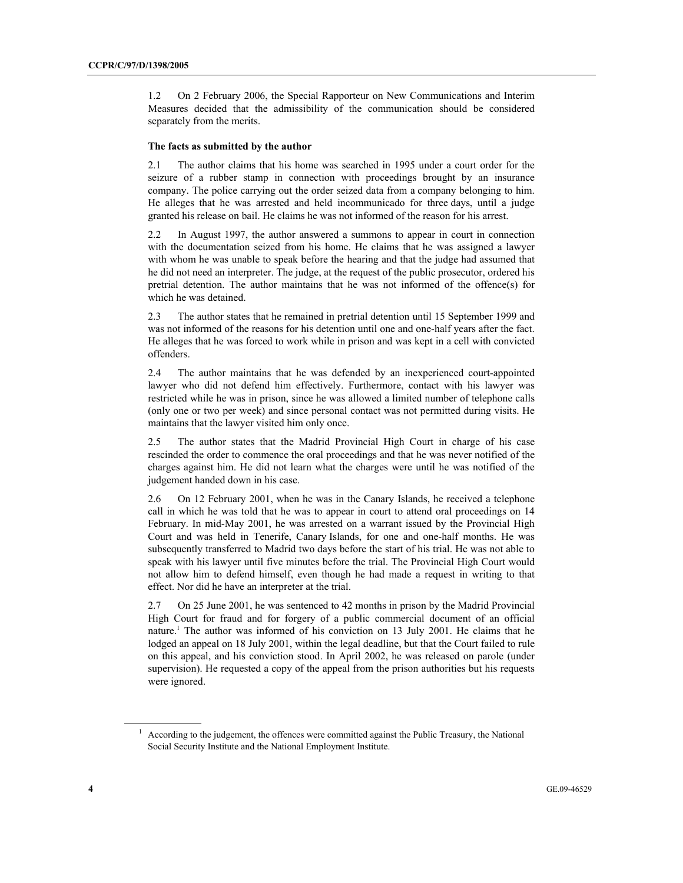1.2 On 2 February 2006, the Special Rapporteur on New Communications and Interim Measures decided that the admissibility of the communication should be considered separately from the merits.

**The facts as submitted by the author**

2.1 The author claims that his home was searched in 1995 under a court order for the seizure of a rubber stamp in connection with proceedings brought by an insurance company. The police carrying out the order seized data from a company belonging to him. He alleges that he was arrested and held incommunicado for three days, until a judge granted his release on bail. He claims he was not informed of the reason for his arrest.

2.2 In August 1997, the author answered a summons to appear in court in connection with the documentation seized from his home. He claims that he was assigned a lawyer with whom he was unable to speak before the hearing and that the judge had assumed that he did not need an interpreter. The judge, at the request of the public prosecutor, ordered his pretrial detention. The author maintains that he was not informed of the offence(s) for which he was detained.

2.3 The author states that he remained in pretrial detention until 15 September 1999 and was not informed of the reasons for his detention until one and one-half years after the fact. He alleges that he was forced to work while in prison and was kept in a cell with convicted offenders.

2.4 The author maintains that he was defended by an inexperienced court-appointed lawyer who did not defend him effectively. Furthermore, contact with his lawyer was restricted while he was in prison, since he was allowed a limited number of telephone calls (only one or two per week) and since personal contact was not permitted during visits. He maintains that the lawyer visited him only once.

2.5 The author states that the Madrid Provincial High Court in charge of his case rescinded the order to commence the oral proceedings and that he was never notified of the charges against him. He did not learn what the charges were until he was notified of the judgement handed down in his case.

2.6 On 12 February 2001, when he was in the Canary Islands, he received a telephone call in which he was told that he was to appear in court to attend oral proceedings on 14 February. In mid-May 2001, he was arrested on a warrant issued by the Provincial High Court and was held in Tenerife, Canary Islands, for one and one-half months. He was subsequently transferred to Madrid two days before the start of his trial. He was not able to speak with his lawyer until five minutes before the trial. The Provincial High Court would not allow him to defend himself, even though he had made a request in writing to that effect. Nor did he have an interpreter at the trial.

2.7 On 25 June 2001, he was sentenced to 42 months in prison by the Madrid Provincial High Court for fraud and for forgery of a public commercial document of an official nature.[1] The author was informed of his conviction on 13 July 2001. He claims that he lodged an appeal on 18 July 2001, within the legal deadline, but that the Court failed to rule on this appeal, and his conviction stood. In April 2002, he was released on parole (under supervision). He requested a copy of the appeal from the prison authorities but his requests were ignored.

[1] According to the judgement, the offences were committed against the Public Treasury, the National Social Security Institute and the National Employment Institute.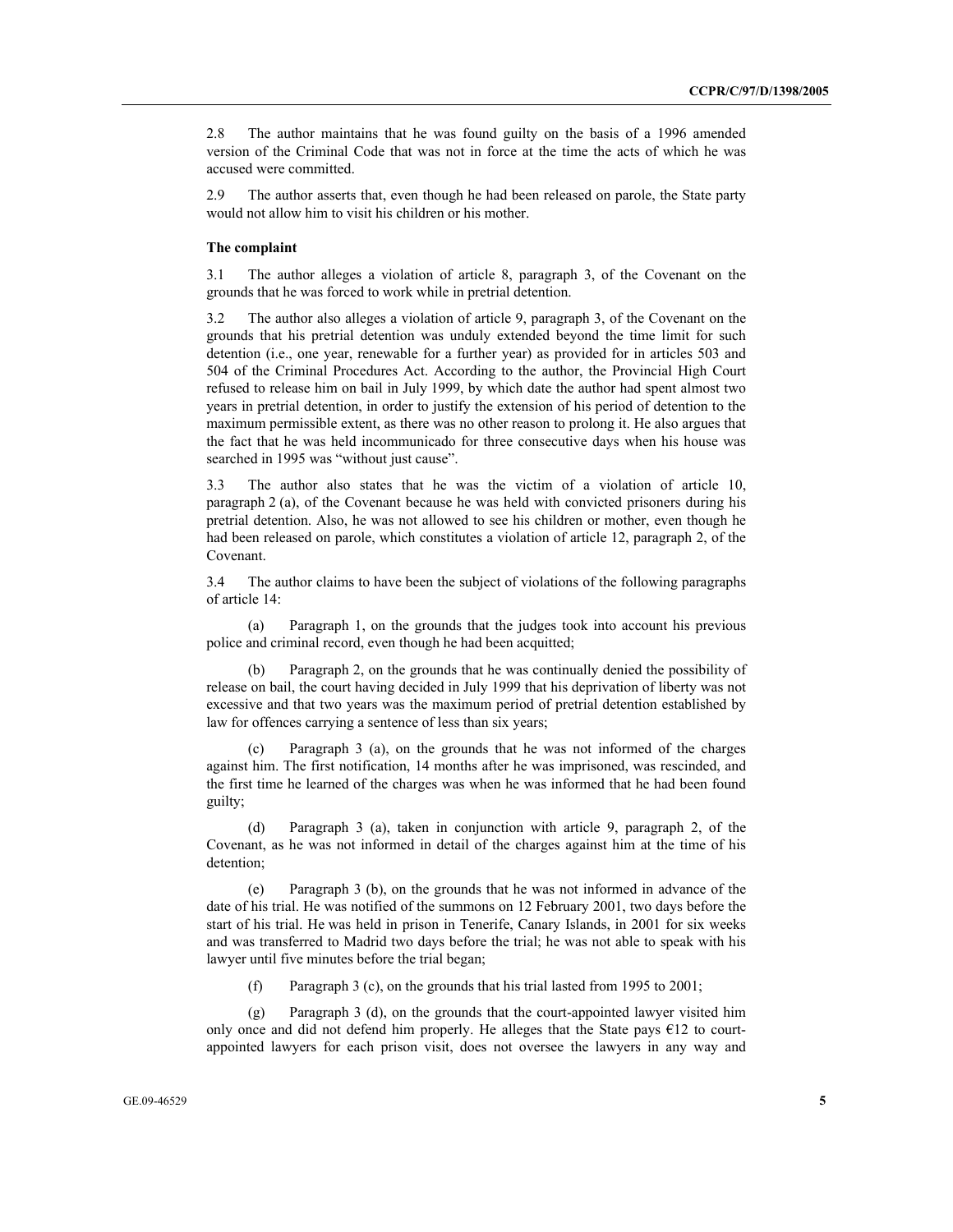2.8 The author maintains that he was found guilty on the basis of a 1996 amended version of the Criminal Code that was not in force at the time the acts of which he was accused were committed.

2.9 The author asserts that, even though he had been released on parole, the State party would not allow him to visit his children or his mother.

**The complaint**

3.1 The author alleges a violation of article 8, paragraph 3, of the Covenant on the grounds that he was forced to work while in pretrial detention.

3.2 The author also alleges a violation of article 9, paragraph 3, of the Covenant on the grounds that his pretrial detention was unduly extended beyond the time limit for such detention (i.e., one year, renewable for a further year) as provided for in articles 503 and 504 of the Criminal Procedures Act. According to the author, the Provincial High Court refused to release him on bail in July 1999, by which date the author had spent almost two years in pretrial detention, in order to justify the extension of his period of detention to the maximum permissible extent, as there was no other reason to prolong it. He also argues that the fact that he was held incommunicado for three consecutive days when his house was searched in 1995 was "without just cause".

3.3 The author also states that he was the victim of a violation of article 10, paragraph 2 (a), of the Covenant because he was held with convicted prisoners during his pretrial detention. Also, he was not allowed to see his children or mother, even though he had been released on parole, which constitutes a violation of article 12, paragraph 2, of the Covenant.

3.4 The author claims to have been the subject of violations of the following paragraphs of article 14:

(a) Paragraph 1, on the grounds that the judges took into account his previous police and criminal record, even though he had been acquitted;

(b) Paragraph 2, on the grounds that he was continually denied the possibility of release on bail, the court having decided in July 1999 that his deprivation of liberty was not excessive and that two years was the maximum period of pretrial detention established by law for offences carrying a sentence of less than six years;

(c) Paragraph 3 (a), on the grounds that he was not informed of the charges against him. The first notification, 14 months after he was imprisoned, was rescinded, and the first time he learned of the charges was when he was informed that he had been found guilty;

(d) Paragraph 3 (a), taken in conjunction with article 9, paragraph 2, of the Covenant, as he was not informed in detail of the charges against him at the time of his detention;

(e) Paragraph 3 (b), on the grounds that he was not informed in advance of the date of his trial. He was notified of the summons on 12 February 2001, two days before the start of his trial. He was held in prison in Tenerife, Canary Islands, in 2001 for six weeks and was transferred to Madrid two days before the trial; he was not able to speak with his lawyer until five minutes before the trial began;

(f) Paragraph 3 (c), on the grounds that his trial lasted from 1995 to 2001;

(g) Paragraph 3 (d), on the grounds that the court-appointed lawyer visited him only once and did not defend him properly. He alleges that the State pays €12 to court-appointed lawyers for each prison visit, does not oversee the lawyers in any way and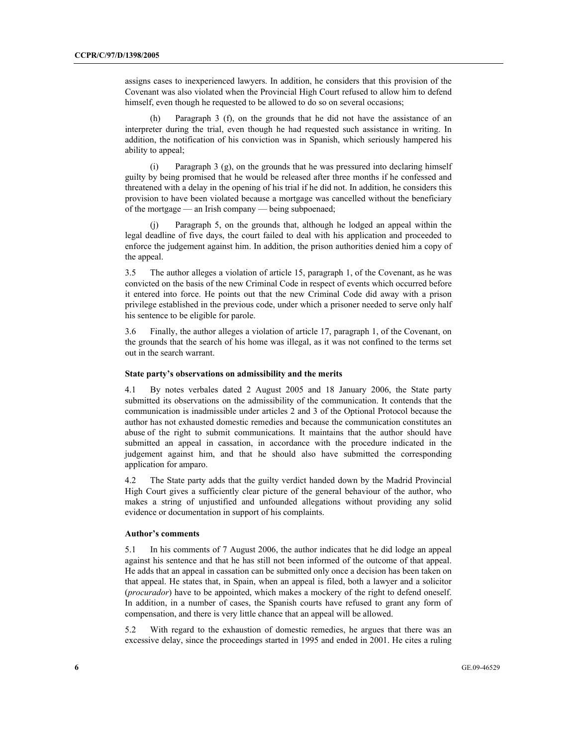assigns cases to inexperienced lawyers. In addition, he considers that this provision of the Covenant was also violated when the Provincial High Court refused to allow him to defend himself, even though he requested to be allowed to do so on several occasions;

(h) Paragraph 3 (f), on the grounds that he did not have the assistance of an interpreter during the trial, even though he had requested such assistance in writing. In addition, the notification of his conviction was in Spanish, which seriously hampered his ability to appeal;

(i) Paragraph 3 (g), on the grounds that he was pressured into declaring himself guilty by being promised that he would be released after three months if he confessed and threatened with a delay in the opening of his trial if he did not. In addition, he considers this provision to have been violated because a mortgage was cancelled without the beneficiary of the mortgage — an Irish company — being subpoenaed;

(j) Paragraph 5, on the grounds that, although he lodged an appeal within the legal deadline of five days, the court failed to deal with his application and proceeded to enforce the judgement against him. In addition, the prison authorities denied him a copy of the appeal.

3.5 The author alleges a violation of article 15, paragraph 1, of the Covenant, as he was convicted on the basis of the new Criminal Code in respect of events which occurred before it entered into force. He points out that the new Criminal Code did away with a prison privilege established in the previous code, under which a prisoner needed to serve only half his sentence to be eligible for parole.

3.6 Finally, the author alleges a violation of article 17, paragraph 1, of the Covenant, on the grounds that the search of his home was illegal, as it was not confined to the terms set out in the search warrant.

**State party's observations on admissibility and the merits**

4.1 By notes verbales dated 2 August 2005 and 18 January 2006, the State party submitted its observations on the admissibility of the communication. It contends that the communication is inadmissible under articles 2 and 3 of the Optional Protocol because the author has not exhausted domestic remedies and because the communication constitutes an abuse of the right to submit communications. It maintains that the author should have submitted an appeal in cassation, in accordance with the procedure indicated in the judgement against him, and that he should also have submitted the corresponding application for amparo.

4.2 The State party adds that the guilty verdict handed down by the Madrid Provincial High Court gives a sufficiently clear picture of the general behaviour of the author, who makes a string of unjustified and unfounded allegations without providing any solid evidence or documentation in support of his complaints.

**Author's comments**

5.1 In his comments of 7 August 2006, the author indicates that he did lodge an appeal against his sentence and that he has still not been informed of the outcome of that appeal. He adds that an appeal in cassation can be submitted only once a decision has been taken on that appeal. He states that, in Spain, when an appeal is filed, both a lawyer and a solicitor (*procurador*) have to be appointed, which makes a mockery of the right to defend oneself. In addition, in a number of cases, the Spanish courts have refused to grant any form of compensation, and there is very little chance that an appeal will be allowed.

5.2 With regard to the exhaustion of domestic remedies, he argues that there was an excessive delay, since the proceedings started in 1995 and ended in 2001. He cites a ruling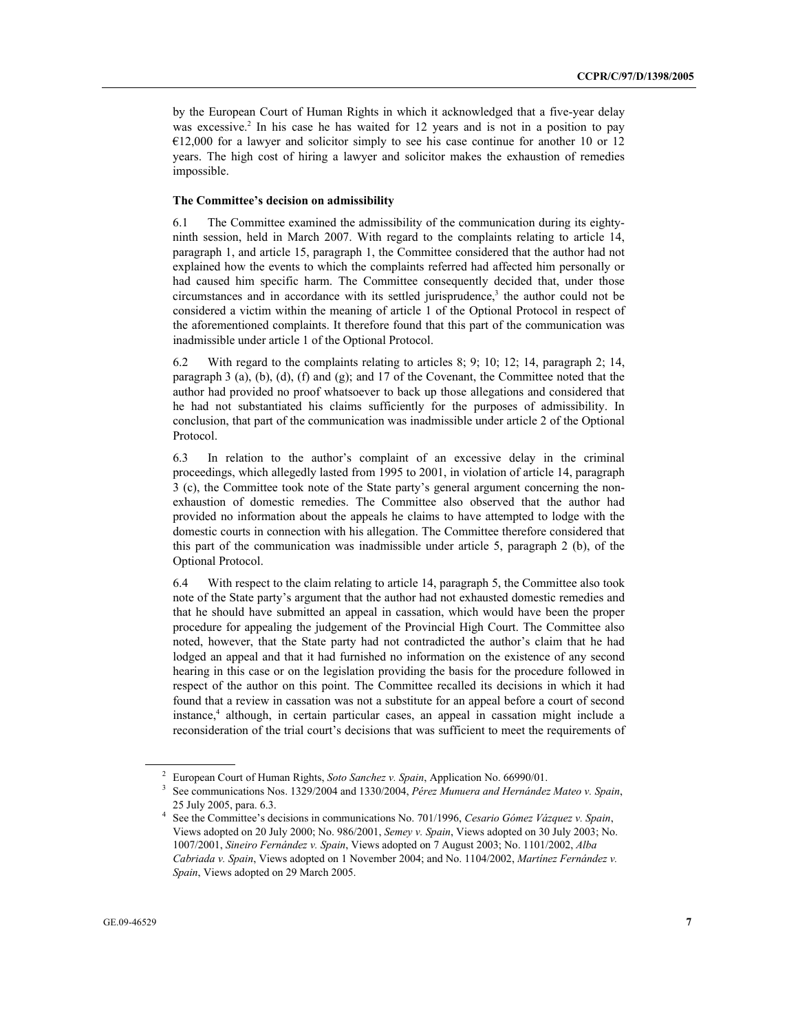by the European Court of Human Rights in which it acknowledged that a five-year delay was excessive.[2] In his case he has waited for 12 years and is not in a position to pay €12,000 for a lawyer and solicitor simply to see his case continue for another 10 or 12 years. The high cost of hiring a lawyer and solicitor makes the exhaustion of remedies impossible.

**The Committee's decision on admissibility**

6.1 The Committee examined the admissibility of the communication during its eighty-ninth session, held in March 2007. With regard to the complaints relating to article 14, paragraph 1, and article 15, paragraph 1, the Committee considered that the author had not explained how the events to which the complaints referred had affected him personally or had caused him specific harm. The Committee consequently decided that, under those circumstances and in accordance with its settled jurisprudence,[3] the author could not be considered a victim within the meaning of article 1 of the Optional Protocol in respect of the aforementioned complaints. It therefore found that this part of the communication was inadmissible under article 1 of the Optional Protocol.

6.2 With regard to the complaints relating to articles 8; 9; 10; 12; 14, paragraph 2; 14, paragraph 3 (a), (b), (d), (f) and (g); and 17 of the Covenant, the Committee noted that the author had provided no proof whatsoever to back up those allegations and considered that he had not substantiated his claims sufficiently for the purposes of admissibility. In conclusion, that part of the communication was inadmissible under article 2 of the Optional Protocol.

6.3 In relation to the author's complaint of an excessive delay in the criminal proceedings, which allegedly lasted from 1995 to 2001, in violation of article 14, paragraph 3 (c), the Committee took note of the State party's general argument concerning the non-exhaustion of domestic remedies. The Committee also observed that the author had provided no information about the appeals he claims to have attempted to lodge with the domestic courts in connection with his allegation. The Committee therefore considered that this part of the communication was inadmissible under article 5, paragraph 2 (b), of the Optional Protocol.

6.4 With respect to the claim relating to article 14, paragraph 5, the Committee also took note of the State party's argument that the author had not exhausted domestic remedies and that he should have submitted an appeal in cassation, which would have been the proper procedure for appealing the judgement of the Provincial High Court. The Committee also noted, however, that the State party had not contradicted the author's claim that he had lodged an appeal and that it had furnished no information on the existence of any second hearing in this case or on the legislation providing the basis for the procedure followed in respect of the author on this point. The Committee recalled its decisions in which it had found that a review in cassation was not a substitute for an appeal before a court of second instance,[4] although, in certain particular cases, an appeal in cassation might include a reconsideration of the trial court's decisions that was sufficient to meet the requirements of

---

[2] European Court of Human Rights, *Soto Sanchez v. Spain*, Application No. 66990/01.

[3] See communications Nos. 1329/2004 and 1330/2004, *Pérez Munuera and Hernández Mateo v. Spain*, 25 July 2005, para. 6.3.

[4] See the Committee's decisions in communications No. 701/1996, *Cesario Gómez Vázquez v. Spain*, Views adopted on 20 July 2000; No. 986/2001, *Semey v. Spain*, Views adopted on 30 July 2003; No. 1007/2001, *Sineiro Fernández v. Spain*, Views adopted on 7 August 2003; No. 1101/2002, *Alba Cabriada v. Spain*, Views adopted on 1 November 2004; and No. 1104/2002, *Martínez Fernández v. Spain*, Views adopted on 29 March 2005.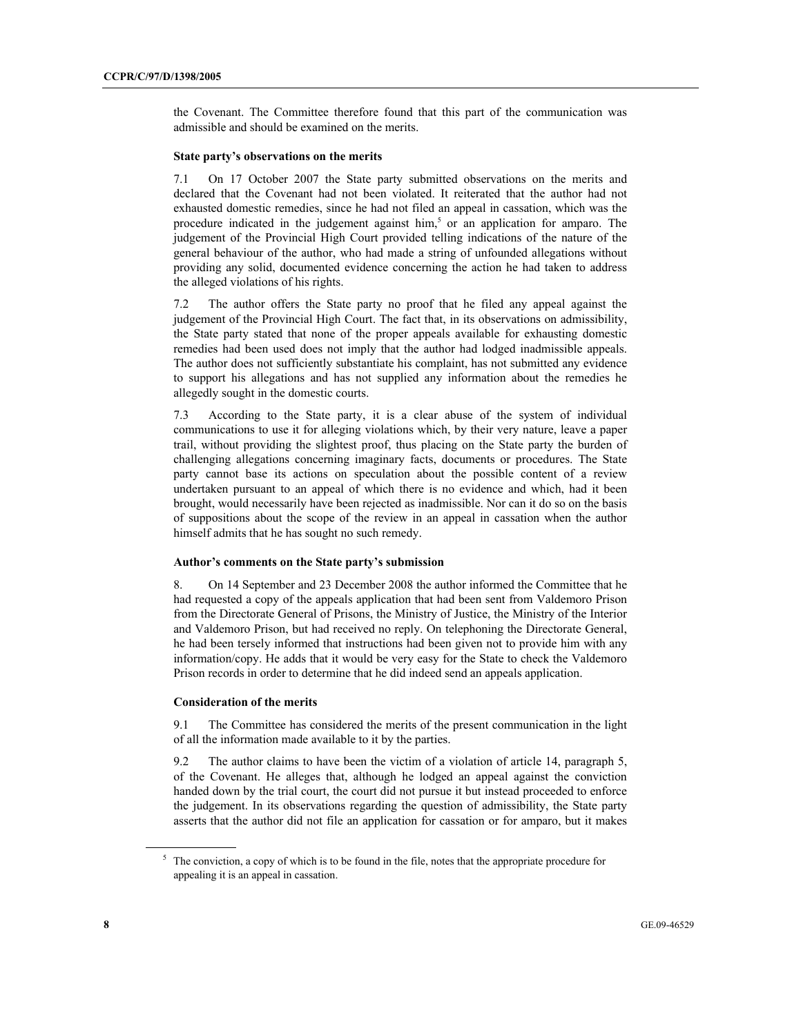the Covenant. The Committee therefore found that this part of the communication was admissible and should be examined on the merits.

### State party's observations on the merits

7.1 On 17 October 2007 the State party submitted observations on the merits and declared that the Covenant had not been violated. It reiterated that the author had not exhausted domestic remedies, since he had not filed an appeal in cassation, which was the procedure indicated in the judgement against him,[5] or an application for amparo. The judgement of the Provincial High Court provided telling indications of the nature of the general behaviour of the author, who had made a string of unfounded allegations without providing any solid, documented evidence concerning the action he had taken to address the alleged violations of his rights.

7.2 The author offers the State party no proof that he filed any appeal against the judgement of the Provincial High Court. The fact that, in its observations on admissibility, the State party stated that none of the proper appeals available for exhausting domestic remedies had been used does not imply that the author had lodged inadmissible appeals. The author does not sufficiently substantiate his complaint, has not submitted any evidence to support his allegations and has not supplied any information about the remedies he allegedly sought in the domestic courts.

7.3 According to the State party, it is a clear abuse of the system of individual communications to use it for alleging violations which, by their very nature, leave a paper trail, without providing the slightest proof, thus placing on the State party the burden of challenging allegations concerning imaginary facts, documents or procedures. The State party cannot base its actions on speculation about the possible content of a review undertaken pursuant to an appeal of which there is no evidence and which, had it been brought, would necessarily have been rejected as inadmissible. Nor can it do so on the basis of suppositions about the scope of the review in an appeal in cassation when the author himself admits that he has sought no such remedy.

### Author's comments on the State party's submission

8. On 14 September and 23 December 2008 the author informed the Committee that he had requested a copy of the appeals application that had been sent from Valdemoro Prison from the Directorate General of Prisons, the Ministry of Justice, the Ministry of the Interior and Valdemoro Prison, but had received no reply. On telephoning the Directorate General, he had been tersely informed that instructions had been given not to provide him with any information/copy. He adds that it would be very easy for the State to check the Valdemoro Prison records in order to determine that he did indeed send an appeals application.

### Consideration of the merits

9.1 The Committee has considered the merits of the present communication in the light of all the information made available to it by the parties.

9.2 The author claims to have been the victim of a violation of article 14, paragraph 5, of the Covenant. He alleges that, although he lodged an appeal against the conviction handed down by the trial court, the court did not pursue it but instead proceeded to enforce the judgement. In its observations regarding the question of admissibility, the State party asserts that the author did not file an application for cassation or for amparo, but it makes

---

[5] The conviction, a copy of which is to be found in the file, notes that the appropriate procedure for appealing it is an appeal in cassation.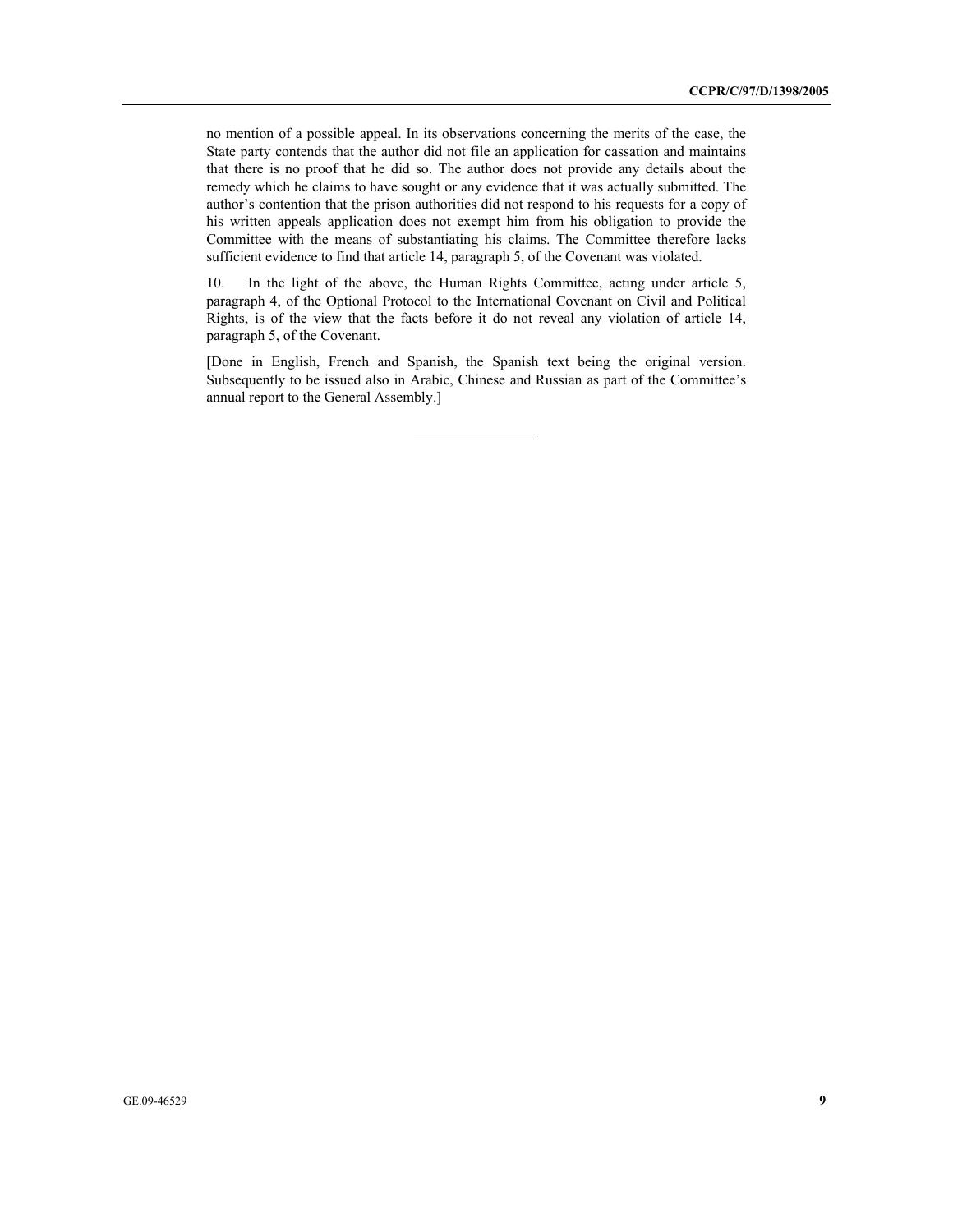no mention of a possible appeal. In its observations concerning the merits of the case, the State party contends that the author did not file an application for cassation and maintains that there is no proof that he did so. The author does not provide any details about the remedy which he claims to have sought or any evidence that it was actually submitted. The author's contention that the prison authorities did not respond to his requests for a copy of his written appeals application does not exempt him from his obligation to provide the Committee with the means of substantiating his claims. The Committee therefore lacks sufficient evidence to find that article 14, paragraph 5, of the Covenant was violated.

10. In the light of the above, the Human Rights Committee, acting under article 5, paragraph 4, of the Optional Protocol to the International Covenant on Civil and Political Rights, is of the view that the facts before it do not reveal any violation of article 14, paragraph 5, of the Covenant.

[Done in English, French and Spanish, the Spanish text being the original version. Subsequently to be issued also in Arabic, Chinese and Russian as part of the Committee's annual report to the General Assembly.]